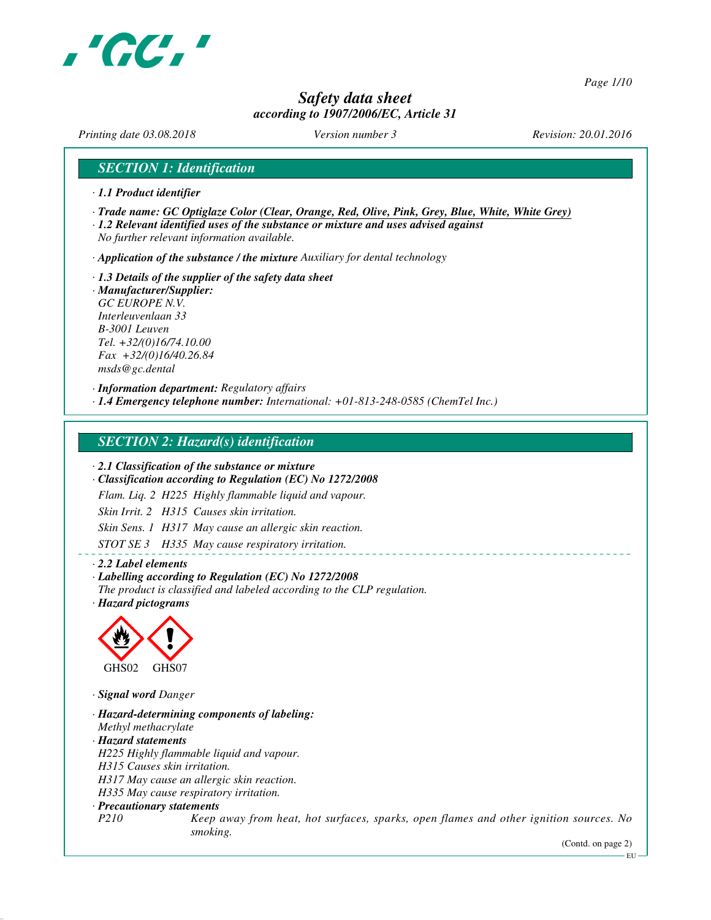# Safety data sheet
*according to 1907/2006/EC, Article 31*

*Printing date 03.08.2018* *Version number 3* *Revision: 20.01.2016*

## SECTION 1: Identification

· **1.1 Product identifier**

· **Trade name: GC Optiglaze Color (Clear, Orange, Red, Olive, Pink, Grey, Blue, White, White Grey)**
· **1.2 Relevant identified uses of the substance or mixture and uses advised against**
No further relevant information available.

· **Application of the substance / the mixture** Auxiliary for dental technology

· **1.3 Details of the supplier of the safety data sheet**
· **Manufacturer/Supplier:**
GC EUROPE N.V.
Interleuvenlaan 33
B-3001 Leuven
Tel. +32/(0)16/74.10.00
Fax +32/(0)16/40.26.84
msds@gc.dental

· **Information department:** Regulatory affairs
· **1.4 Emergency telephone number:** International: +01-813-248-0585 (ChemTel Inc.)

## SECTION 2: Hazard(s) identification

· **2.1 Classification of the substance or mixture**
· **Classification according to Regulation (EC) No 1272/2008**

Flam. Liq. 2 H225 Highly flammable liquid and vapour.

Skin Irrit. 2 H315 Causes skin irritation.

Skin Sens. 1 H317 May cause an allergic skin reaction.

STOT SE 3 H335 May cause respiratory irritation.

· **2.2 Label elements**
· **Labelling according to Regulation (EC) No 1272/2008**
The product is classified and labeled according to the CLP regulation.
· **Hazard pictograms**

GHS02 GHS07

· **Signal word** Danger

· **Hazard-determining components of labeling:**
Methyl methacrylate
· **Hazard statements**
H225 Highly flammable liquid and vapour.
H315 Causes skin irritation.
H317 May cause an allergic skin reaction.
H335 May cause respiratory irritation.
· **Precautionary statements**
P210 Keep away from heat, hot surfaces, sparks, open flames and other ignition sources. No smoking.

(Contd. on page 2)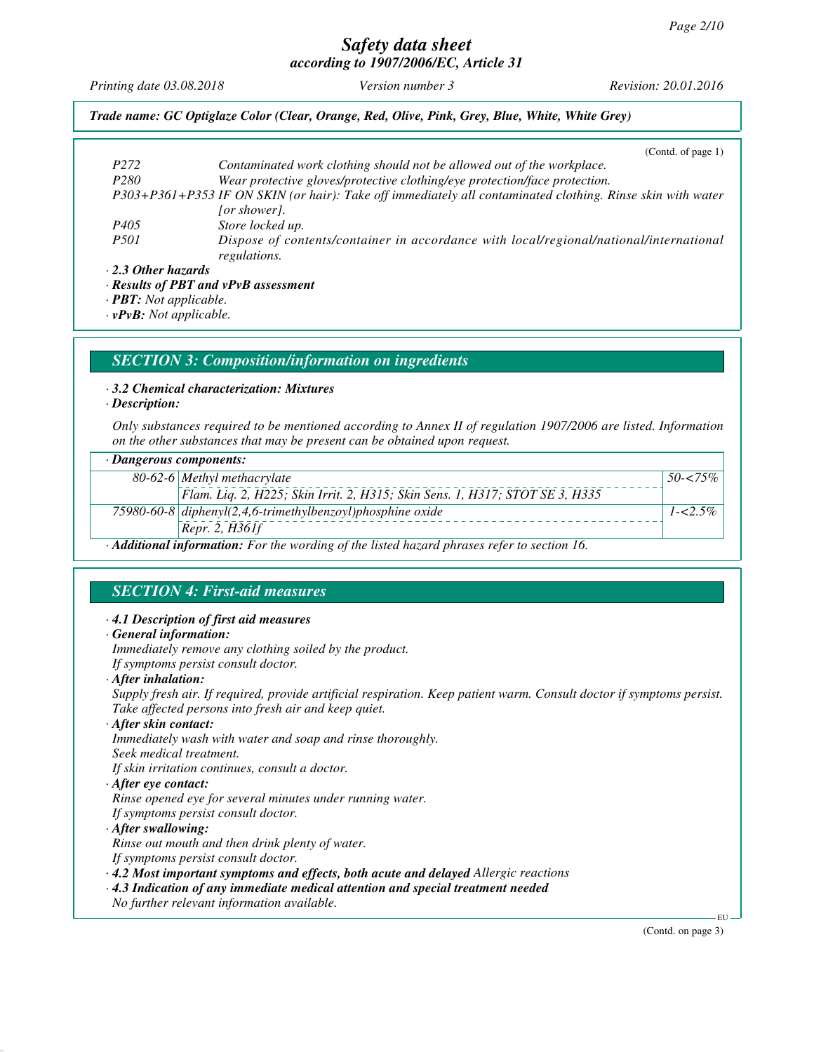(Contd. of page 1)

| | |
|---|---|
| P272 | Contaminated work clothing should not be allowed out of the workplace. |
| P280 | Wear protective gloves/protective clothing/eye protection/face protection. |
| P303+P361+P353 | IF ON SKIN (or hair): Take off immediately all contaminated clothing. Rinse skin with water [or shower]. |
| P405 | Store locked up. |
| P501 | Dispose of contents/container in accordance with local/regional/national/international regulations. |

· **2.3 Other hazards**

· **Results of PBT and vPvB assessment**

· **PBT:** Not applicable.

· **vPvB:** Not applicable.

## SECTION 3: Composition/information on ingredients

· **3.2 Chemical characterization: Mixtures**

· **Description:**

Only substances required to be mentioned according to Annex II of regulation 1907/2006 are listed. Information on the other substances that may be present can be obtained upon request.

| · Dangerous components: | | |
|---|---|---|
| 80-62-6 | Methyl methacrylate<br>Flam. Liq. 2, H225; Skin Irrit. 2, H315; Skin Sens. 1, H317; STOT SE 3, H335 | 50-<75% |
| 75980-60-8 | diphenyl(2,4,6-trimethylbenzoyl)phosphine oxide<br>Repr. 2, H361f | 1-<2.5% |

· **Additional information:** For the wording of the listed hazard phrases refer to section 16.

## SECTION 4: First-aid measures

· **4.1 Description of first aid measures**

· **General information:**

Immediately remove any clothing soiled by the product.
If symptoms persist consult doctor.

· **After inhalation:**

Supply fresh air. If required, provide artificial respiration. Keep patient warm. Consult doctor if symptoms persist.
Take affected persons into fresh air and keep quiet.

· **After skin contact:**

Immediately wash with water and soap and rinse thoroughly.
Seek medical treatment.
If skin irritation continues, consult a doctor.

· **After eye contact:**

Rinse opened eye for several minutes under running water.
If symptoms persist consult doctor.

· **After swallowing:**

Rinse out mouth and then drink plenty of water.
If symptoms persist consult doctor.

· **4.2 Most important symptoms and effects, both acute and delayed** Allergic reactions

· **4.3 Indication of any immediate medical attention and special treatment needed**

No further relevant information available.

(Contd. on page 3)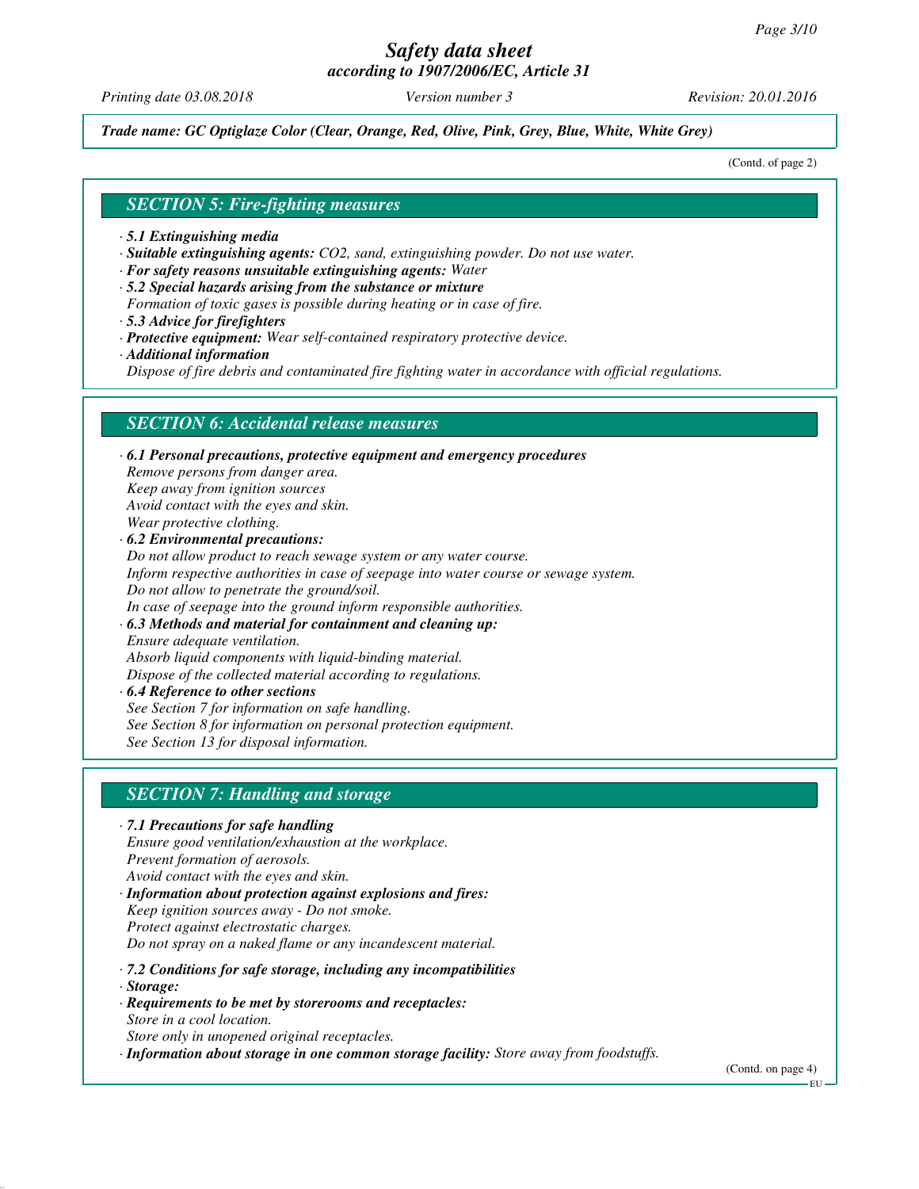*Trade name: GC Optiglaze Color (Clear, Orange, Red, Olive, Pink, Grey, Blue, White, White Grey)*

(Contd. of page 2)

## SECTION 5: Fire-fighting measures

· **5.1 Extinguishing media**
· **Suitable extinguishing agents:** $CO_2$, sand, extinguishing powder. Do not use water.
· **For safety reasons unsuitable extinguishing agents:** Water
· **5.2 Special hazards arising from the substance or mixture**
Formation of toxic gases is possible during heating or in case of fire.
· **5.3 Advice for firefighters**
· **Protective equipment:** Wear self-contained respiratory protective device.
· **Additional information**
Dispose of fire debris and contaminated fire fighting water in accordance with official regulations.

## SECTION 6: Accidental release measures

· **6.1 Personal precautions, protective equipment and emergency procedures**
Remove persons from danger area.
Keep away from ignition sources
Avoid contact with the eyes and skin.
Wear protective clothing.
· **6.2 Environmental precautions:**
Do not allow product to reach sewage system or any water course.
Inform respective authorities in case of seepage into water course or sewage system.
Do not allow to penetrate the ground/soil.
In case of seepage into the ground inform responsible authorities.
· **6.3 Methods and material for containment and cleaning up:**
Ensure adequate ventilation.
Absorb liquid components with liquid-binding material.
Dispose of the collected material according to regulations.
· **6.4 Reference to other sections**
See Section 7 for information on safe handling.
See Section 8 for information on personal protection equipment.
See Section 13 for disposal information.

## SECTION 7: Handling and storage

· **7.1 Precautions for safe handling**
Ensure good ventilation/exhaustion at the workplace.
Prevent formation of aerosols.
Avoid contact with the eyes and skin.
· **Information about protection against explosions and fires:**
Keep ignition sources away - Do not smoke.
Protect against electrostatic charges.
Do not spray on a naked flame or any incandescent material.

· **7.2 Conditions for safe storage, including any incompatibilities**
· **Storage:**
· **Requirements to be met by storerooms and receptacles:**
Store in a cool location.
Store only in unopened original receptacles.
· **Information about storage in one common storage facility:** Store away from foodstuffs.

(Contd. on page 4)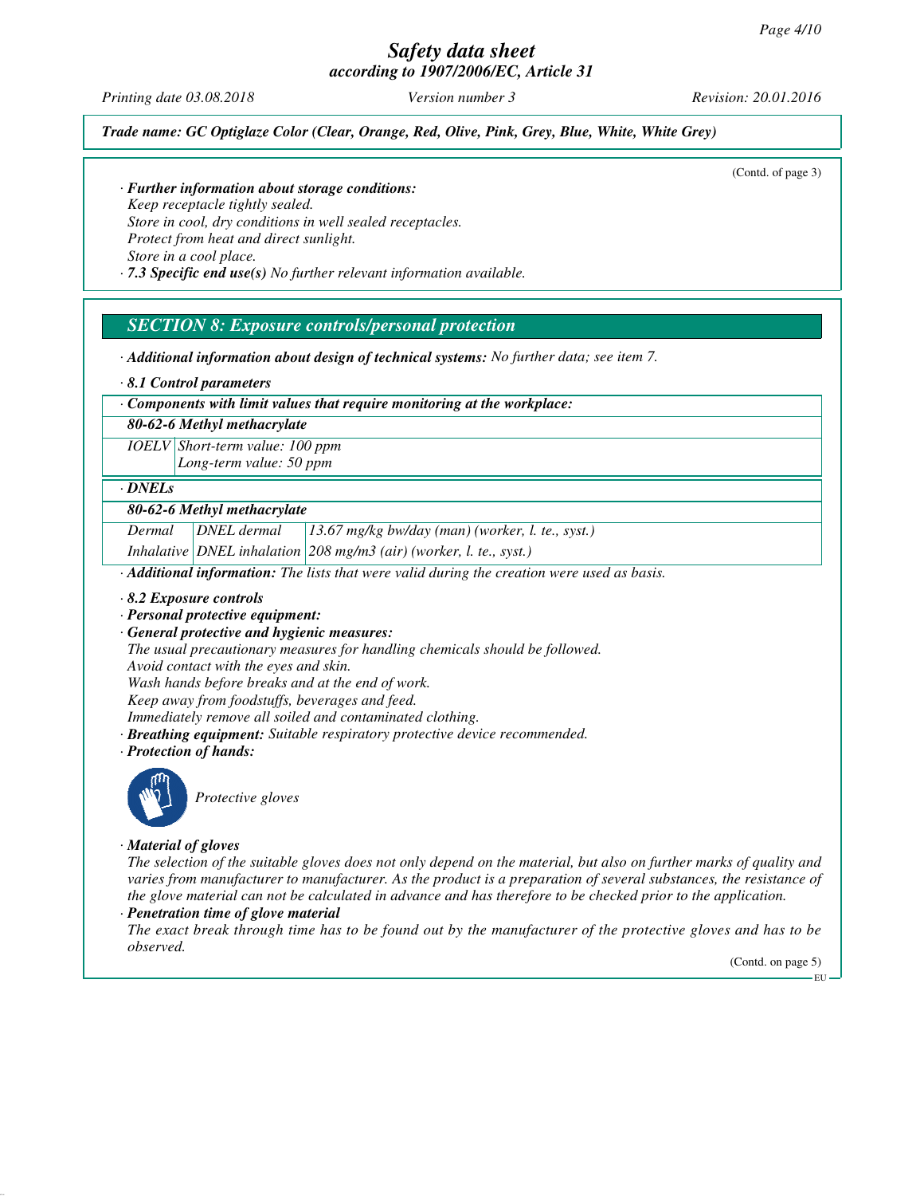(Contd. of page 3)

· ***Further information about storage conditions:***
*Keep receptacle tightly sealed.*
*Store in cool, dry conditions in well sealed receptacles.*
*Protect from heat and direct sunlight.*
*Store in a cool place.*
· ***7.3 Specific end use(s)*** *No further relevant information available.*

## SECTION 8: Exposure controls/personal protection

· ***Additional information about design of technical systems:*** *No further data; see item 7.*

· ***8.1 Control parameters***

| · Components with limit values that require monitoring at the workplace: | |
|---|---|
| **80-62-6 Methyl methacrylate** | |
| IOELV | Short-term value: 100 ppm<br>Long-term value: 50 ppm |

| · DNELs | | |
|---|---|---|
| **80-62-6 Methyl methacrylate** | | |
| Dermal | DNEL dermal | 13.67 mg/kg bw/day (man) (worker, l. te., syst.) |
| Inhalative | DNEL inhalation | 208 mg/m3 (air) (worker, l. te., syst.) |

· ***Additional information:*** *The lists that were valid during the creation were used as basis.*

· ***8.2 Exposure controls***
· ***Personal protective equipment:***
· ***General protective and hygienic measures:***
*The usual precautionary measures for handling chemicals should be followed.*
*Avoid contact with the eyes and skin.*
*Wash hands before breaks and at the end of work.*
*Keep away from foodstuffs, beverages and feed.*
*Immediately remove all soiled and contaminated clothing.*
· ***Breathing equipment:*** *Suitable respiratory protective device recommended.*
· ***Protection of hands:***

*Protective gloves*

· ***Material of gloves***
*The selection of the suitable gloves does not only depend on the material, but also on further marks of quality and varies from manufacturer to manufacturer. As the product is a preparation of several substances, the resistance of the glove material can not be calculated in advance and has therefore to be checked prior to the application.*
· ***Penetration time of glove material***
*The exact break through time has to be found out by the manufacturer of the protective gloves and has to be observed.*

(Contd. on page 5)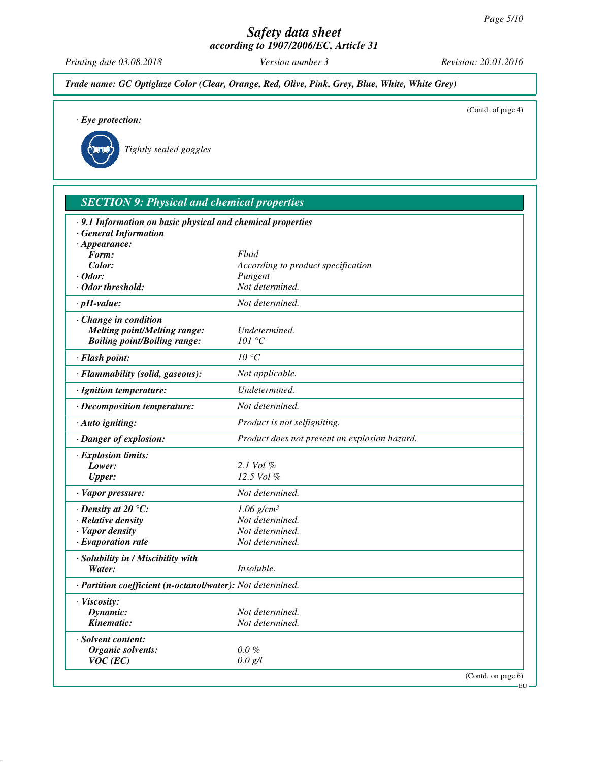# Safety data sheet
## according to 1907/2006/EC, Article 31

Printing date 03.08.2018 | Version number 3 | Revision: 20.01.2016

**Trade name: GC Optiglaze Color (Clear, Orange, Red, Olive, Pink, Grey, Blue, White, White Grey)**

(Contd. of page 4)

· **Eye protection:**

*Tightly sealed goggles*

## SECTION 9: Physical and chemical properties

| | |
|---|---|
| · **9.1 Information on basic physical and chemical properties** | |
| · **General Information** | |
| · **Appearance:** | |
| **Form:** | Fluid |
| **Color:** | According to product specification |
| · **Odor:** | Pungent |
| · **Odor threshold:** | Not determined. |
| · **pH-value:** | Not determined. |
| · **Change in condition** | |
| **Melting point/Melting range:** | Undetermined. |
| **Boiling point/Boiling range:** | 101 °C |
| · **Flash point:** | 10 °C |
| · **Flammability (solid, gaseous):** | Not applicable. |
| · **Ignition temperature:** | Undetermined. |
| · **Decomposition temperature:** | Not determined. |
| · **Auto igniting:** | Product is not selfigniting. |
| · **Danger of explosion:** | Product does not present an explosion hazard. |
| · **Explosion limits:** | |
| **Lower:** | 2.1 Vol % |
| **Upper:** | 12.5 Vol % |
| · **Vapor pressure:** | Not determined. |
| · **Density at 20 °C:** | 1.06 g/cm³ |
| · **Relative density** | Not determined. |
| · **Vapor density** | Not determined. |
| · **Evaporation rate** | Not determined. |
| · **Solubility in / Miscibility with** | |
| **Water:** | Insoluble. |
| · **Partition coefficient (n-octanol/water):** | Not determined. |
| · **Viscosity:** | |
| **Dynamic:** | Not determined. |
| **Kinematic:** | Not determined. |
| · **Solvent content:** | |
| **Organic solvents:** | 0.0 % |
| **VOC (EC)** | 0.0 g/l |

(Contd. on page 6)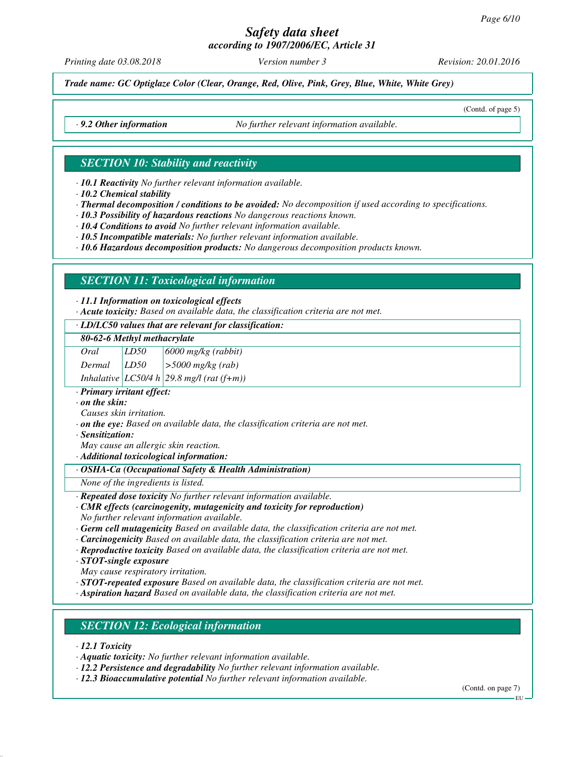*Trade name: GC Optiglaze Color (Clear, Orange, Red, Olive, Pink, Grey, Blue, White, White Grey)*

(Contd. of page 5)

· ***9.2 Other information*** *No further relevant information available.*

## *SECTION 10: Stability and reactivity*

· ***10.1 Reactivity*** *No further relevant information available.*
· ***10.2 Chemical stability***
· ***Thermal decomposition / conditions to be avoided:*** *No decomposition if used according to specifications.*
· ***10.3 Possibility of hazardous reactions*** *No dangerous reactions known.*
· ***10.4 Conditions to avoid*** *No further relevant information available.*
· ***10.5 Incompatible materials:*** *No further relevant information available.*
· ***10.6 Hazardous decomposition products:*** *No dangerous decomposition products known.*

## *SECTION 11: Toxicological information*

· ***11.1 Information on toxicological effects***
· ***Acute toxicity:*** *Based on available data, the classification criteria are not met.*

· ***LD/LC50 values that are relevant for classification:***

| ***80-62-6 Methyl methacrylate*** | | |
|---|---|---|
| *Oral* | *LD50* | *6000 mg/kg (rabbit)* |
| *Dermal* | *LD50* | *>5000 mg/kg (rab)* |
| *Inhalative* | *LC50/4 h* | *29.8 mg/l (rat (f+m))* |

· ***Primary irritant effect:***
· ***on the skin:***
*Causes skin irritation.*
· ***on the eye:*** *Based on available data, the classification criteria are not met.*
· ***Sensitization:***
*May cause an allergic skin reaction.*
· ***Additional toxicological information:***

· ***OSHA-Ca (Occupational Safety & Health Administration)***
*None of the ingredients is listed.*

· ***Repeated dose toxicity*** *No further relevant information available.*
· ***CMR effects (carcinogenity, mutagenicity and toxicity for reproduction)***
*No further relevant information available.*
· ***Germ cell mutagenicity*** *Based on available data, the classification criteria are not met.*
· ***Carcinogenicity*** *Based on available data, the classification criteria are not met.*
· ***Reproductive toxicity*** *Based on available data, the classification criteria are not met.*
· ***STOT-single exposure***
*May cause respiratory irritation.*
· ***STOT-repeated exposure*** *Based on available data, the classification criteria are not met.*
· ***Aspiration hazard*** *Based on available data, the classification criteria are not met.*

## *SECTION 12: Ecological information*

· ***12.1 Toxicity***
· ***Aquatic toxicity:*** *No further relevant information available.*
· ***12.2 Persistence and degradability*** *No further relevant information available.*
· ***12.3 Bioaccumulative potential*** *No further relevant information available.*

(Contd. on page 7)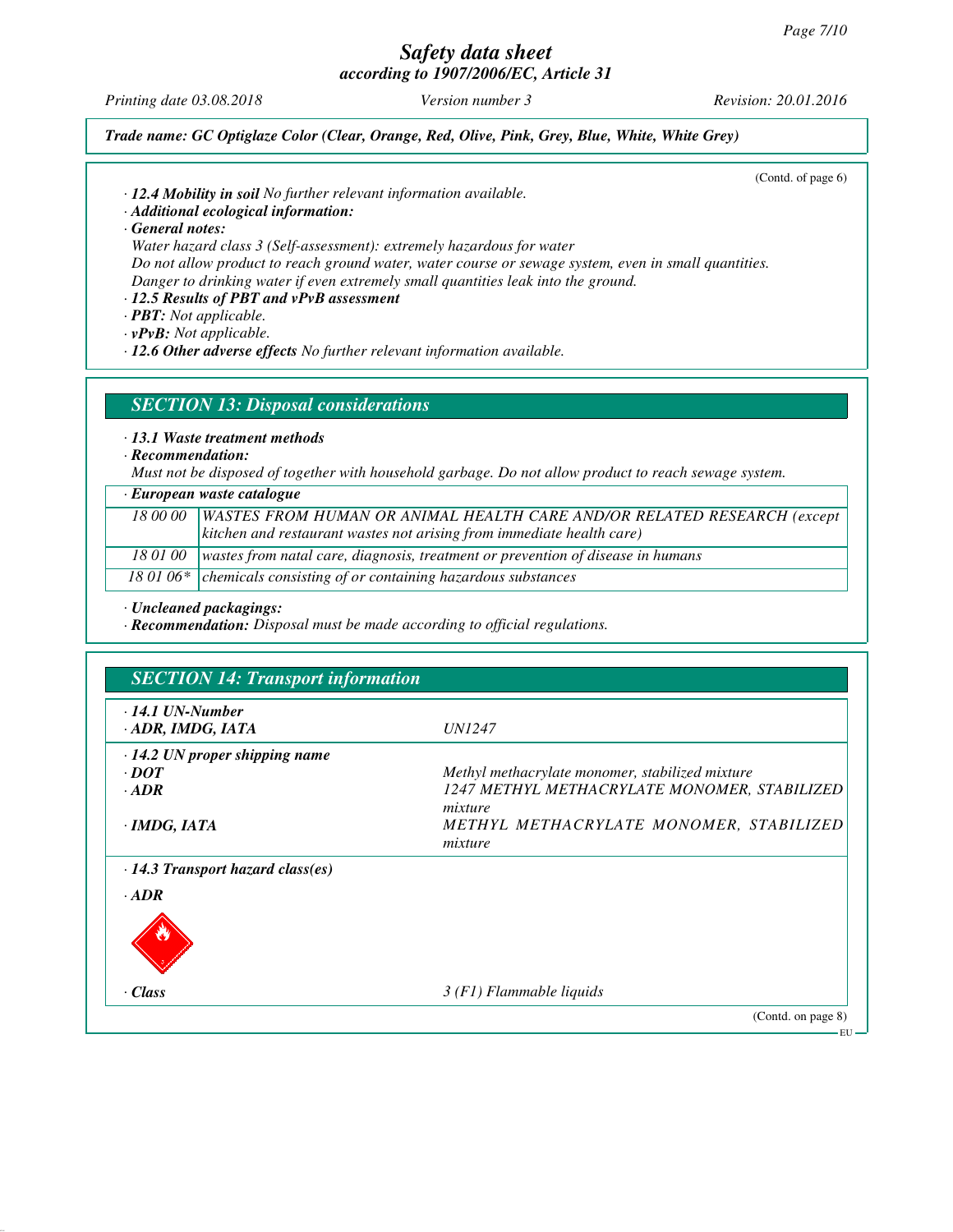(Contd. of page 6)

· **12.4 Mobility in soil** No further relevant information available.
· **Additional ecological information:**
· **General notes:**
Water hazard class 3 (Self-assessment): extremely hazardous for water
Do not allow product to reach ground water, water course or sewage system, even in small quantities.
Danger to drinking water if even extremely small quantities leak into the ground.
· **12.5 Results of PBT and vPvB assessment**
· **PBT:** Not applicable.
· **vPvB:** Not applicable.
· **12.6 Other adverse effects** No further relevant information available.

## SECTION 13: Disposal considerations

· **13.1 Waste treatment methods**
· **Recommendation:**
Must not be disposed of together with household garbage. Do not allow product to reach sewage system.

| · European waste catalogue | |
|---|---|
| 18 00 00 | WASTES FROM HUMAN OR ANIMAL HEALTH CARE AND/OR RELATED RESEARCH (except kitchen and restaurant wastes not arising from immediate health care) |
| 18 01 00 | wastes from natal care, diagnosis, treatment or prevention of disease in humans |
| 18 01 06* | chemicals consisting of or containing hazardous substances |

· **Uncleaned packagings:**
· **Recommendation:** Disposal must be made according to official regulations.

## SECTION 14: Transport information

| | |
|---|---|
| · **14.1 UN-Number** | |
| · **ADR, IMDG, IATA** | UN1247 |
| · **14.2 UN proper shipping name** | |
| · **DOT** | Methyl methacrylate monomer, stabilized mixture |
| · **ADR** | 1247 METHYL METHACRYLATE MONOMER, STABILIZED mixture |
| · **IMDG, IATA** | METHYL METHACRYLATE MONOMER, STABILIZED mixture |
| · **14.3 Transport hazard class(es)** | |
| · **ADR** | |
| · **Class** | 3 (F1) Flammable liquids |

(Contd. on page 8)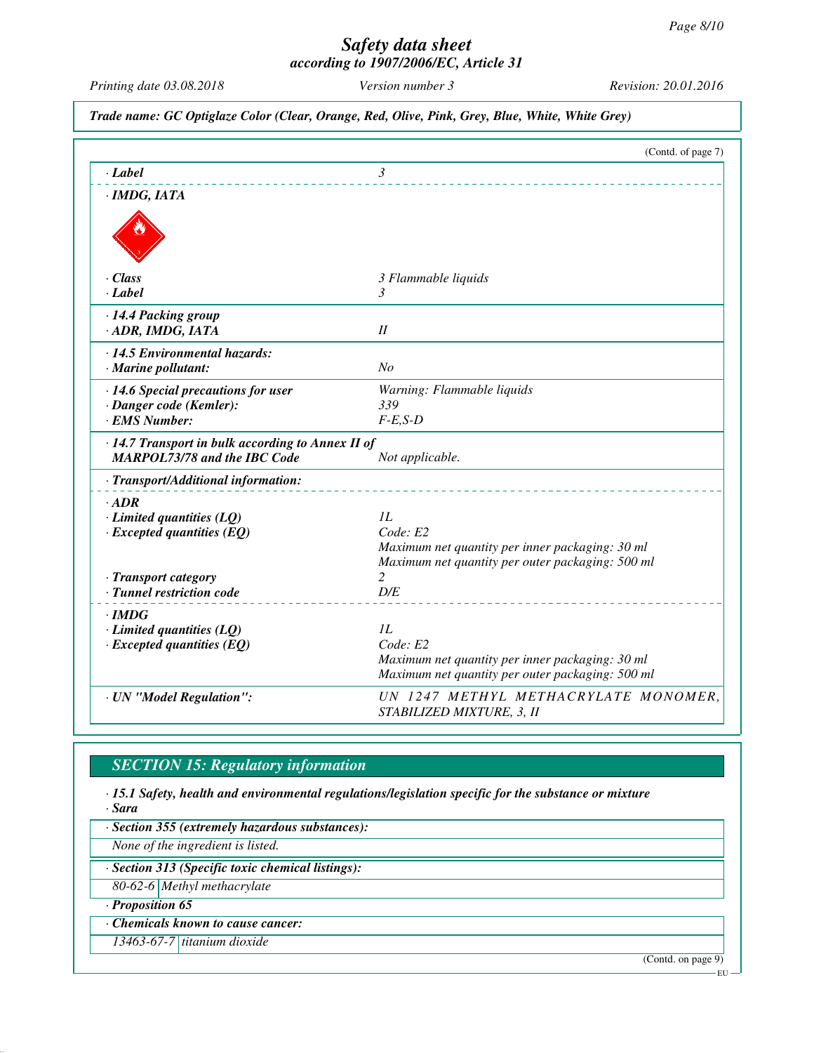# Safety data sheet
## according to 1907/2006/EC, Article 31

Printing date 03.08.2018 Version number 3 Revision: 20.01.2016

**Trade name: GC Optiglaze Color (Clear, Orange, Red, Olive, Pink, Grey, Blue, White, White Grey)**

(Contd. of page 7)

| | |
|---|---|
| **· Label** | 3 |
| **· IMDG, IATA** | |
| **· Class** | 3 Flammable liquids |
| **· Label** | 3 |
| **· 14.4 Packing group** | |
| **· ADR, IMDG, IATA** | II |
| **· 14.5 Environmental hazards:** | |
| **· Marine pollutant:** | No |
| **· 14.6 Special precautions for user** | Warning: Flammable liquids |
| **· Danger code (Kemler):** | 339 |
| **· EMS Number:** | F-E,S-D |
| **· 14.7 Transport in bulk according to Annex II of MARPOL73/78 and the IBC Code** | Not applicable. |
| **· Transport/Additional information:** | |
| **· ADR** | |
| **· Limited quantities (LQ)** | 1L |
| **· Excepted quantities (EQ)** | Code: E2<br>Maximum net quantity per inner packaging: 30 ml<br>Maximum net quantity per outer packaging: 500 ml |
| **· Transport category** | 2 |
| **· Tunnel restriction code** | D/E |
| **· IMDG** | |
| **· Limited quantities (LQ)** | 1L |
| **· Excepted quantities (EQ)** | Code: E2<br>Maximum net quantity per inner packaging: 30 ml<br>Maximum net quantity per outer packaging: 500 ml |
| **· UN "Model Regulation":** | UN 1247 METHYL METHACRYLATE MONOMER, STABILIZED MIXTURE, 3, II |

## SECTION 15: Regulatory information

**· 15.1 Safety, health and environmental regulations/legislation specific for the substance or mixture**

**· Sara**

**· Section 355 (extremely hazardous substances):**

None of the ingredient is listed.

**· Section 313 (Specific toxic chemical listings):**

| | |
|---|---|
| 80-62-6 | Methyl methacrylate |

**· Proposition 65**

**· Chemicals known to cause cancer:**

| | |
|---|---|
| 13463-67-7 | titanium dioxide |

(Contd. on page 9)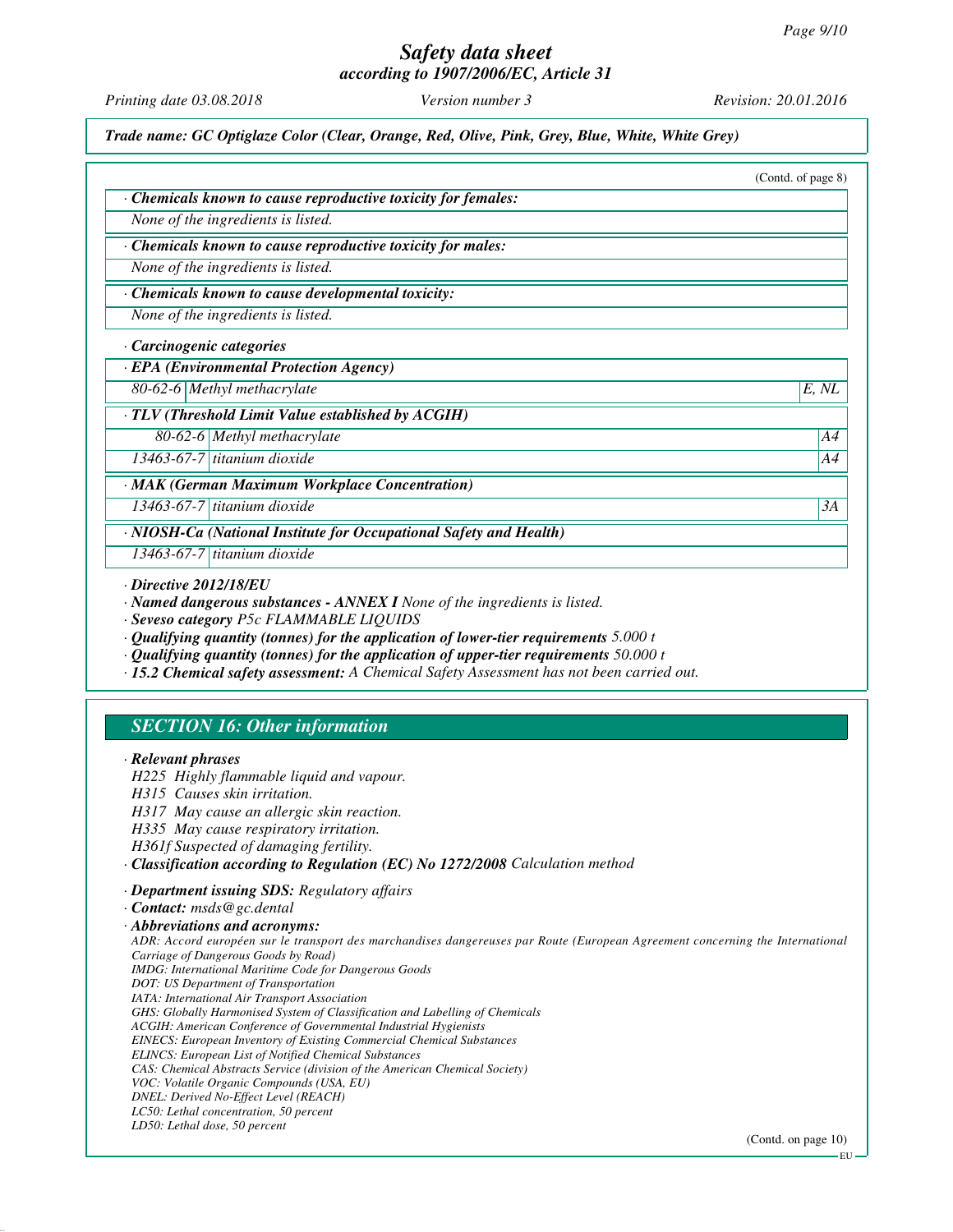*Safety data sheet*
*according to 1907/2006/EC, Article 31*

*Printing date 03.08.2018* *Version number 3* *Revision: 20.01.2016*

***Trade name: GC Optiglaze Color (Clear, Orange, Red, Olive, Pink, Grey, Blue, White, White Grey)***

(Contd. of page 8)

**· Chemicals known to cause reproductive toxicity for females:**

None of the ingredients is listed.

**· Chemicals known to cause reproductive toxicity for males:**

None of the ingredients is listed.

**· Chemicals known to cause developmental toxicity:**

None of the ingredients is listed.

**· Carcinogenic categories**

**· EPA (Environmental Protection Agency)**

| | | |
|---|---|---|
| 80-62-6 | Methyl methacrylate | E, NL |

**· TLV (Threshold Limit Value established by ACGIH)**

| | | |
|---|---|---|
| 80-62-6 | Methyl methacrylate | A4 |
| 13463-67-7 | titanium dioxide | A4 |

**· MAK (German Maximum Workplace Concentration)**

| | | |
|---|---|---|
| 13463-67-7 | titanium dioxide | 3A |

**· NIOSH-Ca (National Institute for Occupational Safety and Health)**

| | |
|---|---|
| 13463-67-7 | titanium dioxide |

**· Directive 2012/18/EU**

**· Named dangerous substances - ANNEX I** None of the ingredients is listed.

**· Seveso category** P5c FLAMMABLE LIQUIDS

**· Qualifying quantity (tonnes) for the application of lower-tier requirements** 5.000 t

**· Qualifying quantity (tonnes) for the application of upper-tier requirements** 50.000 t

**· 15.2 Chemical safety assessment:** A Chemical Safety Assessment has not been carried out.

## SECTION 16: Other information

**· Relevant phrases**

H225 Highly flammable liquid and vapour.
H315 Causes skin irritation.
H317 May cause an allergic skin reaction.
H335 May cause respiratory irritation.
H361f Suspected of damaging fertility.

**· Classification according to Regulation (EC) No 1272/2008** Calculation method

**· Department issuing SDS:** Regulatory affairs

**· Contact:** msds@gc.dental

**· Abbreviations and acronyms:**

ADR: Accord européen sur le transport des marchandises dangereuses par Route (European Agreement concerning the International Carriage of Dangerous Goods by Road)
IMDG: International Maritime Code for Dangerous Goods
DOT: US Department of Transportation
IATA: International Air Transport Association
GHS: Globally Harmonised System of Classification and Labelling of Chemicals
ACGIH: American Conference of Governmental Industrial Hygienists
EINECS: European Inventory of Existing Commercial Chemical Substances
ELINCS: European List of Notified Chemical Substances
CAS: Chemical Abstracts Service (division of the American Chemical Society)
VOC: Volatile Organic Compounds (USA, EU)
DNEL: Derived No-Effect Level (REACH)
LC50: Lethal concentration, 50 percent
LD50: Lethal dose, 50 percent

(Contd. on page 10)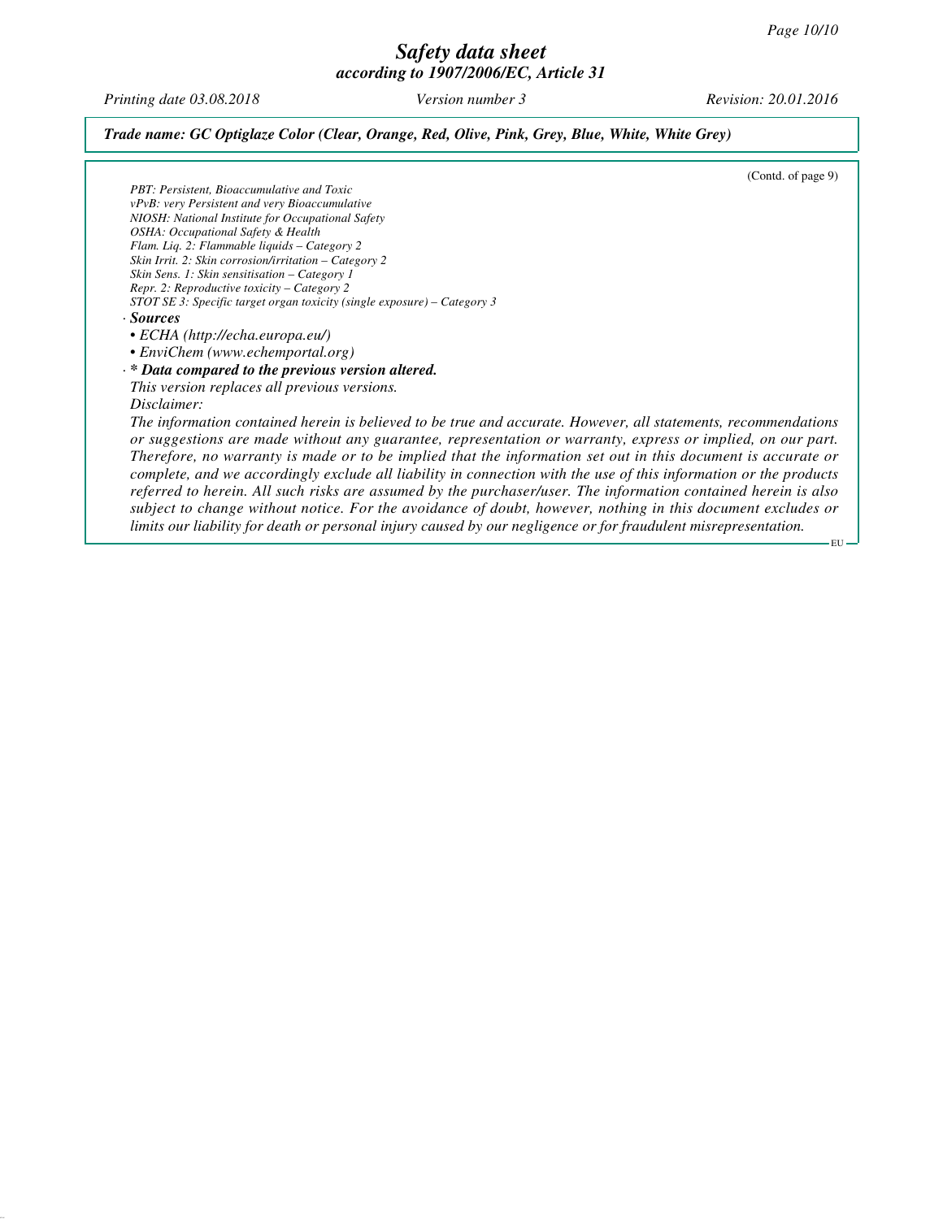*Trade name: GC Optiglaze Color (Clear, Orange, Red, Olive, Pink, Grey, Blue, White, White Grey)*

(Contd. of page 9)

*PBT: Persistent, Bioaccumulative and Toxic*
*vPvB: very Persistent and very Bioaccumulative*
*NIOSH: National Institute for Occupational Safety*
*OSHA: Occupational Safety & Health*
*Flam. Liq. 2: Flammable liquids – Category 2*
*Skin Irrit. 2: Skin corrosion/irritation – Category 2*
*Skin Sens. 1: Skin sensitisation – Category 1*
*Repr. 2: Reproductive toxicity – Category 2*
*STOT SE 3: Specific target organ toxicity (single exposure) – Category 3*

· ***Sources***

- *ECHA (http://echa.europa.eu/)*
- *EnviChem (www.echemportal.org)*

· ***\* Data compared to the previous version altered.***

*This version replaces all previous versions.*

*Disclaimer:*

*The information contained herein is believed to be true and accurate. However, all statements, recommendations or suggestions are made without any guarantee, representation or warranty, express or implied, on our part. Therefore, no warranty is made or to be implied that the information set out in this document is accurate or complete, and we accordingly exclude all liability in connection with the use of this information or the products referred to herein. All such risks are assumed by the purchaser/user. The information contained herein is also subject to change without notice. For the avoidance of doubt, however, nothing in this document excludes or limits our liability for death or personal injury caused by our negligence or for fraudulent misrepresentation.*

EU